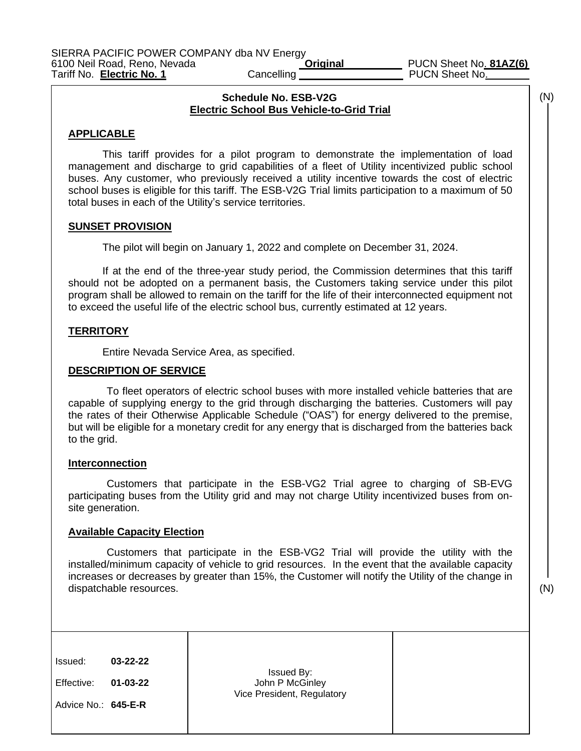SIERRA PACIFIC POWER COMPANY dba NV Energy
6100 Neil Road, Reno, Nevada — Original PUCN Sheet No. **81AZ(6)**
Tariff No. **Electric No. 1** — Cancelling PUCN Sheet No.

(N)

**Schedule No. ESB-V2G**
**Electric School Bus Vehicle-to-Grid Trial**

## APPLICABLE

This tariff provides for a pilot program to demonstrate the implementation of load management and discharge to grid capabilities of a fleet of Utility incentivized public school buses. Any customer, who previously received a utility incentive towards the cost of electric school buses is eligible for this tariff. The ESB-V2G Trial limits participation to a maximum of 50 total buses in each of the Utility's service territories.

## SUNSET PROVISION

The pilot will begin on January 1, 2022 and complete on December 31, 2024.

If at the end of the three-year study period, the Commission determines that this tariff should not be adopted on a permanent basis, the Customers taking service under this pilot program shall be allowed to remain on the tariff for the life of their interconnected equipment not to exceed the useful life of the electric school bus, currently estimated at 12 years.

## TERRITORY

Entire Nevada Service Area, as specified.

## DESCRIPTION OF SERVICE

To fleet operators of electric school buses with more installed vehicle batteries that are capable of supplying energy to the grid through discharging the batteries. Customers will pay the rates of their Otherwise Applicable Schedule ("OAS") for energy delivered to the premise, but will be eligible for a monetary credit for any energy that is discharged from the batteries back to the grid.

### Interconnection

Customers that participate in the ESB-VG2 Trial agree to charging of SB-EVG participating buses from the Utility grid and may not charge Utility incentivized buses from on-site generation.

### Available Capacity Election

Customers that participate in the ESB-VG2 Trial will provide the utility with the installed/minimum capacity of vehicle to grid resources. In the event that the available capacity increases or decreases by greater than 15%, the Customer will notify the Utility of the change in dispatchable resources.

(N)

| Issued: **03-22-22**<br>Effective: **01-03-22**<br>Advice No.: **645-E-R** | Issued By:<br>John P McGinley<br>Vice President, Regulatory | |
|---|---|---|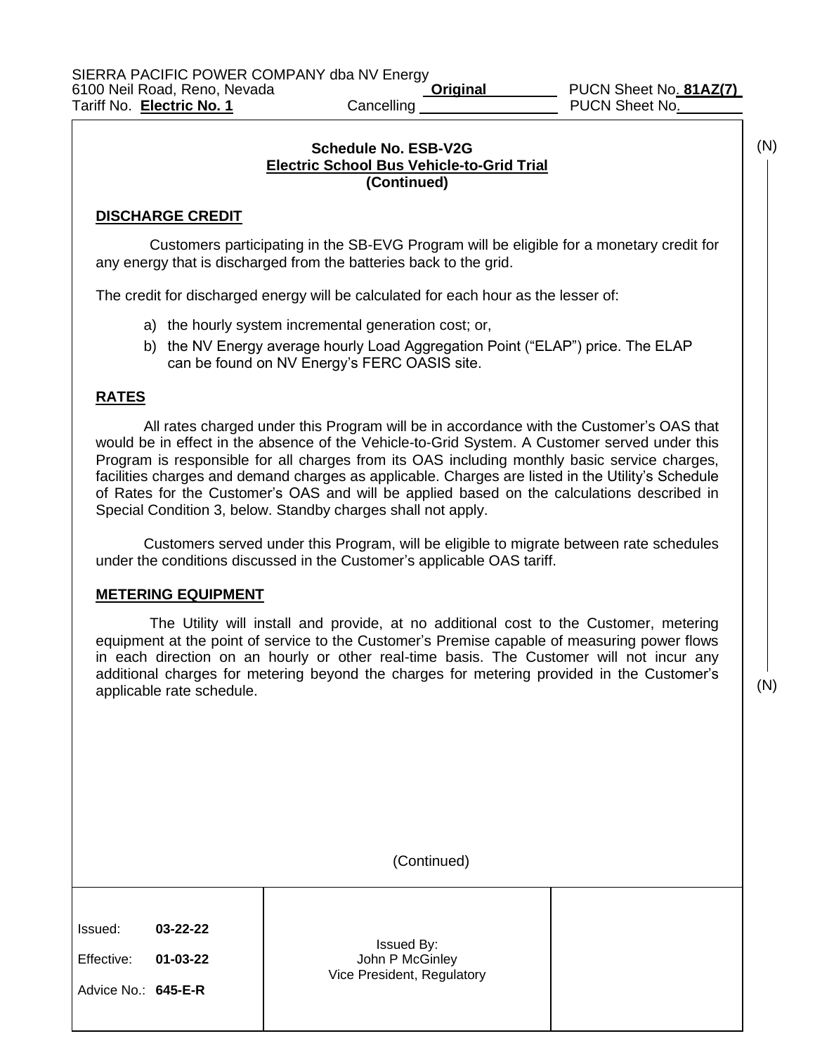SIERRA PACIFIC POWER COMPANY dba NV Energy
6100 Neil Road, Reno, Nevada — Original — PUCN Sheet No. 81AZ(7)
Tariff No. Electric No. 1 — Cancelling — PUCN Sheet No.

(N)

## Schedule No. ESB-V2G
## Electric School Bus Vehicle-to-Grid Trial
## (Continued)

### DISCHARGE CREDIT

Customers participating in the SB-EVG Program will be eligible for a monetary credit for any energy that is discharged from the batteries back to the grid.

The credit for discharged energy will be calculated for each hour as the lesser of:

a) the hourly system incremental generation cost; or,
b) the NV Energy average hourly Load Aggregation Point ("ELAP") price. The ELAP can be found on NV Energy's FERC OASIS site.

### RATES

All rates charged under this Program will be in accordance with the Customer's OAS that would be in effect in the absence of the Vehicle-to-Grid System. A Customer served under this Program is responsible for all charges from its OAS including monthly basic service charges, facilities charges and demand charges as applicable. Charges are listed in the Utility's Schedule of Rates for the Customer's OAS and will be applied based on the calculations described in Special Condition 3, below. Standby charges shall not apply.

Customers served under this Program, will be eligible to migrate between rate schedules under the conditions discussed in the Customer's applicable OAS tariff.

### METERING EQUIPMENT

The Utility will install and provide, at no additional cost to the Customer, metering equipment at the point of service to the Customer's Premise capable of measuring power flows in each direction on an hourly or other real-time basis. The Customer will not incur any additional charges for metering beyond the charges for metering provided in the Customer's applicable rate schedule.

(N)

(Continued)

| Issued: 03-22-22<br>Effective: 01-03-22<br>Advice No.: 645-E-R | Issued By:<br>John P McGinley<br>Vice President, Regulatory | |
|---|---|---|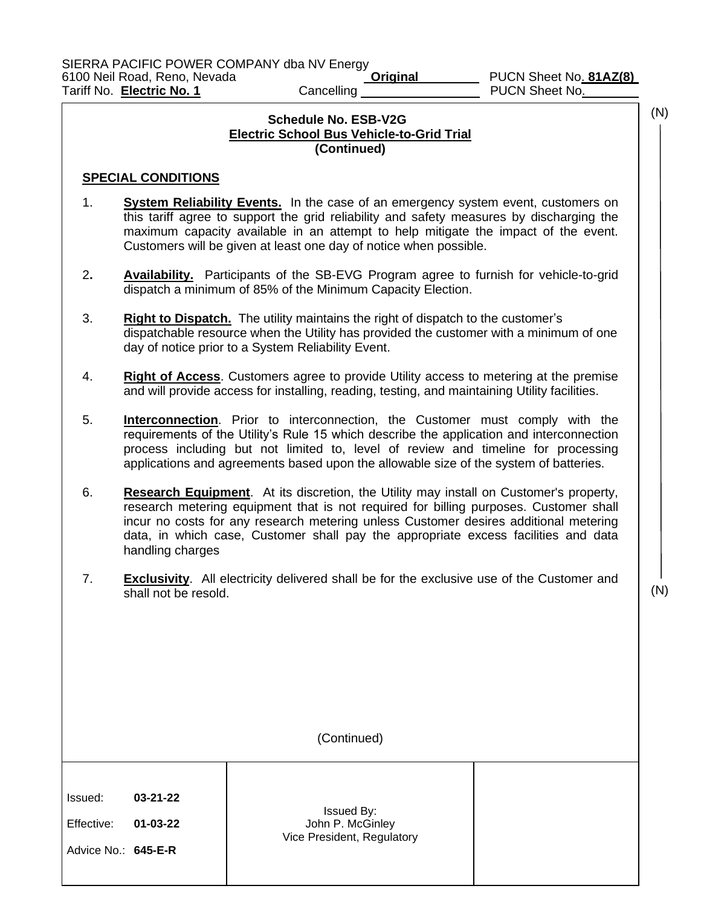SIERRA PACIFIC POWER COMPANY dba NV Energy
6100 Neil Road, Reno, Nevada
Tariff No. **Electric No. 1**

**Original** PUCN Sheet No. **81AZ(8)**
Cancelling PUCN Sheet No.

(N)

**Schedule No. ESB-V2G**
**Electric School Bus Vehicle-to-Grid Trial**
**(Continued)**

## SPECIAL CONDITIONS

1. **System Reliability Events.** In the case of an emergency system event, customers on this tariff agree to support the grid reliability and safety measures by discharging the maximum capacity available in an attempt to help mitigate the impact of the event. Customers will be given at least one day of notice when possible.

2. **Availability.** Participants of the SB-EVG Program agree to furnish for vehicle-to-grid dispatch a minimum of 85% of the Minimum Capacity Election.

3. **Right to Dispatch.** The utility maintains the right of dispatch to the customer's dispatchable resource when the Utility has provided the customer with a minimum of one day of notice prior to a System Reliability Event.

4. **Right of Access**. Customers agree to provide Utility access to metering at the premise and will provide access for installing, reading, testing, and maintaining Utility facilities.

5. **Interconnection**. Prior to interconnection, the Customer must comply with the requirements of the Utility's Rule 15 which describe the application and interconnection process including but not limited to, level of review and timeline for processing applications and agreements based upon the allowable size of the system of batteries.

6. **Research Equipment**. At its discretion, the Utility may install on Customer's property, research metering equipment that is not required for billing purposes. Customer shall incur no costs for any research metering unless Customer desires additional metering data, in which case, Customer shall pay the appropriate excess facilities and data handling charges

7. **Exclusivity**. All electricity delivered shall be for the exclusive use of the Customer and shall not be resold.

(N)

(Continued)

| | | |
|---|---|---|
| Issued: **03-21-22**<br>Effective: **01-03-22**<br>Advice No.: **645-E-R** | Issued By:<br>John P. McGinley<br>Vice President, Regulatory | |